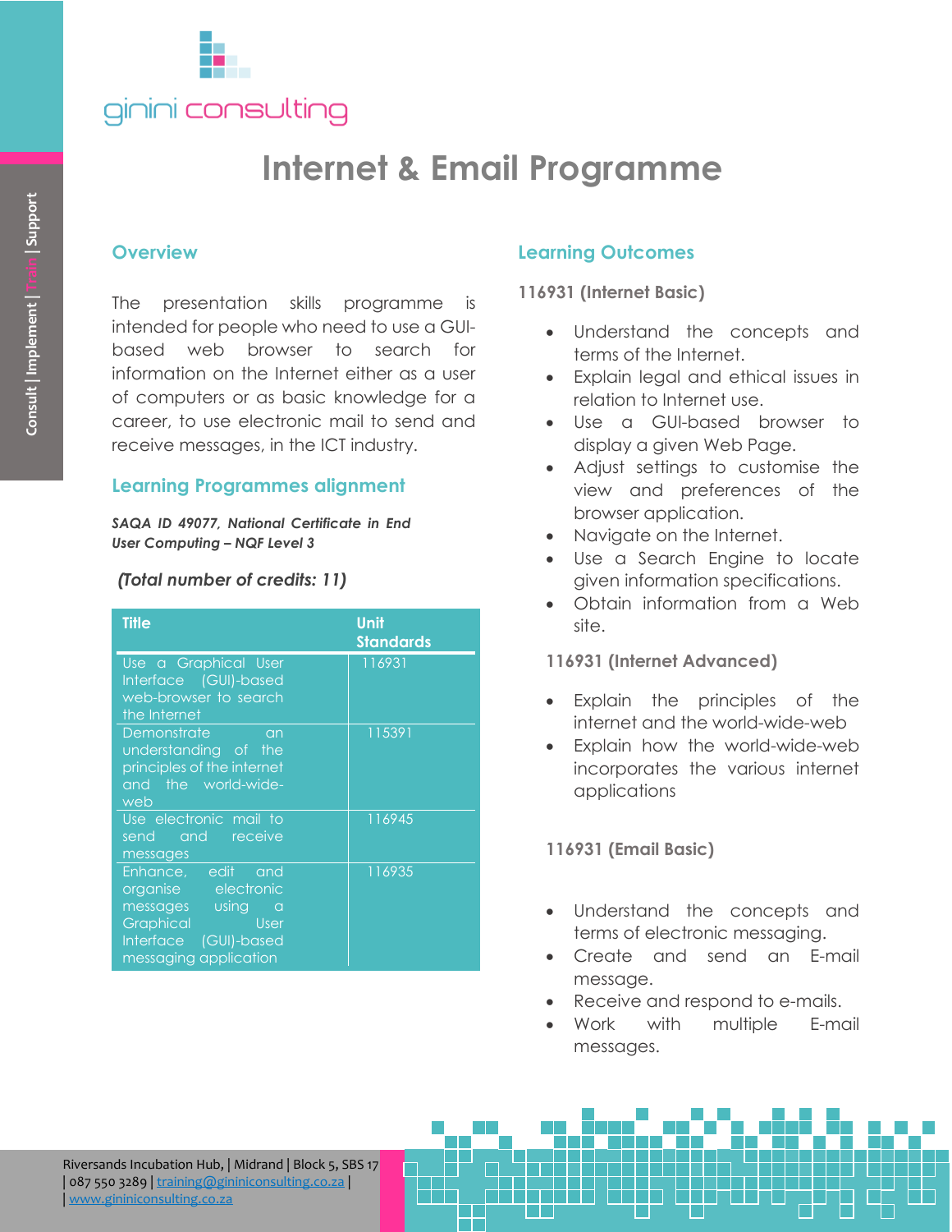# Internet & Email Programme

## Overview

The presentation skills programme is intended for people who need to use a GUI-based web browser to search for information on the Internet either as a user of computers or as basic knowledge for a career, to use electronic mail to send and receive messages, in the ICT industry.

## Learning Programmes alignment

***SAQA ID 49077, National Certificate in End User Computing – NQF Level 3***

***(Total number of credits: 11)***

| Title | Unit Standards |
|---|---|
| Use a Graphical User Interface (GUI)-based web-browser to search the Internet | 116931 |
| Demonstrate an understanding of the principles of the internet and the world-wide-web | 115391 |
| Use electronic mail to send and receive messages | 116945 |
| Enhance, edit and organise electronic messages using a Graphical User Interface (GUI)-based messaging application | 116935 |

## Learning Outcomes

### 116931 (Internet Basic)

- Understand the concepts and terms of the Internet.
- Explain legal and ethical issues in relation to Internet use.
- Use a GUI-based browser to display a given Web Page.
- Adjust settings to customise the view and preferences of the browser application.
- Navigate on the Internet.
- Use a Search Engine to locate given information specifications.
- Obtain information from a Web site.

### 116931 (Internet Advanced)

- Explain the principles of the internet and the world-wide-web
- Explain how the world-wide-web incorporates the various internet applications

### 116931 (Email Basic)

- Understand the concepts and terms of electronic messaging.
- Create and send an E-mail message.
- Receive and respond to e-mails.
- Work with multiple E-mail messages.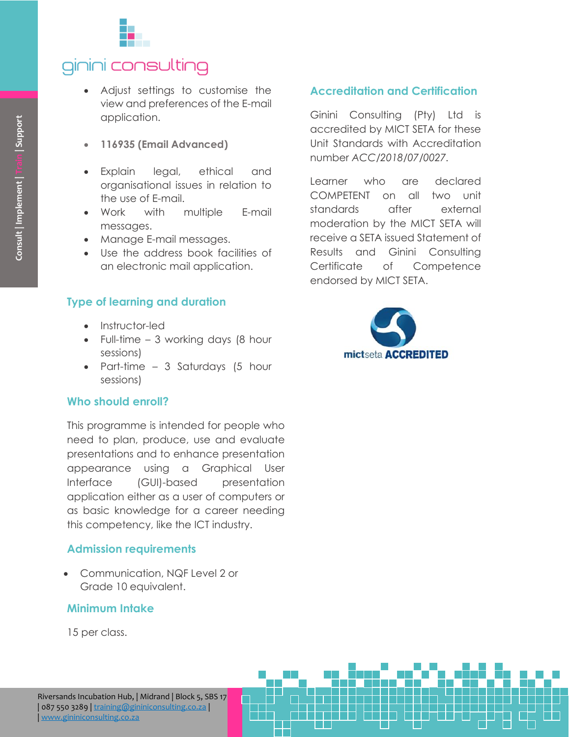- Adjust settings to customise the view and preferences of the E-mail application.

- **116935 (Email Advanced)**

- Explain legal, ethical and organisational issues in relation to the use of E-mail.
- Work with multiple E-mail messages.
- Manage E-mail messages.
- Use the address book facilities of an electronic mail application.

## Type of learning and duration

- Instructor-led
- Full-time – 3 working days (8 hour sessions)
- Part-time – 3 Saturdays (5 hour sessions)

## Who should enroll?

This programme is intended for people who need to plan, produce, use and evaluate presentations and to enhance presentation appearance using a Graphical User Interface (GUI)-based presentation application either as a user of computers or as basic knowledge for a career needing this competency, like the ICT industry.

## Admission requirements

- Communication, NQF Level 2 or Grade 10 equivalent.

## Minimum Intake

15 per class.

## Accreditation and Certification

Ginini Consulting (Pty) Ltd is accredited by MICT SETA for these Unit Standards with Accreditation number *ACC/2018/07/0027*.

Learner who are declared COMPETENT on all two unit standards after external moderation by the MICT SETA will receive a SETA issued Statement of Results and Ginini Consulting Certificate of Competence endorsed by MICT SETA.

Riversands Incubation Hub, | Midrand | Block 5, SBS 17 | 087 550 3289 | training@gininiconsulting.co.za | | www.gininiconsulting.co.za